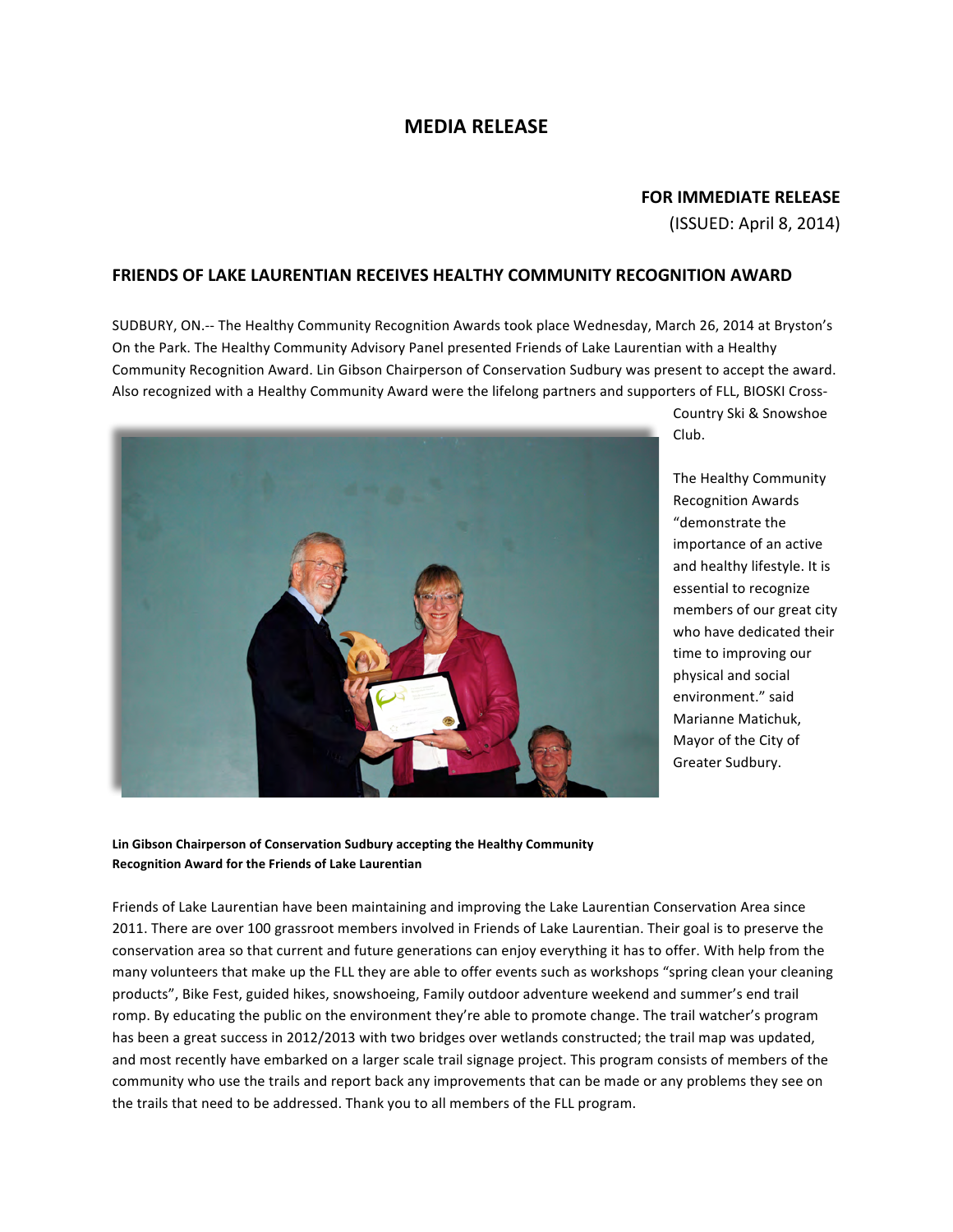# MEDIA RELEASE

**FOR IMMEDIATE RELEASE**

(ISSUED: April 8, 2014)

## FRIENDS OF LAKE LAURENTIAN RECEIVES HEALTHY COMMUNITY RECOGNITION AWARD

SUDBURY, ON.-- The Healthy Community Recognition Awards took place Wednesday, March 26, 2014 at Bryston's On the Park. The Healthy Community Advisory Panel presented Friends of Lake Laurentian with a Healthy Community Recognition Award. Lin Gibson Chairperson of Conservation Sudbury was present to accept the award. Also recognized with a Healthy Community Award were the lifelong partners and supporters of FLL, BIOSKI Cross-Country Ski & Snowshoe Club.

The Healthy Community Recognition Awards "demonstrate the importance of an active and healthy lifestyle. It is essential to recognize members of our great city who have dedicated their time to improving our physical and social environment." said Marianne Matichuk, Mayor of the City of Greater Sudbury.

**Lin Gibson Chairperson of Conservation Sudbury accepting the Healthy Community Recognition Award for the Friends of Lake Laurentian**

Friends of Lake Laurentian have been maintaining and improving the Lake Laurentian Conservation Area since 2011. There are over 100 grassroot members involved in Friends of Lake Laurentian. Their goal is to preserve the conservation area so that current and future generations can enjoy everything it has to offer. With help from the many volunteers that make up the FLL they are able to offer events such as workshops "spring clean your cleaning products", Bike Fest, guided hikes, snowshoeing, Family outdoor adventure weekend and summer's end trail romp. By educating the public on the environment they're able to promote change. The trail watcher's program has been a great success in 2012/2013 with two bridges over wetlands constructed; the trail map was updated, and most recently have embarked on a larger scale trail signage project. This program consists of members of the community who use the trails and report back any improvements that can be made or any problems they see on the trails that need to be addressed. Thank you to all members of the FLL program.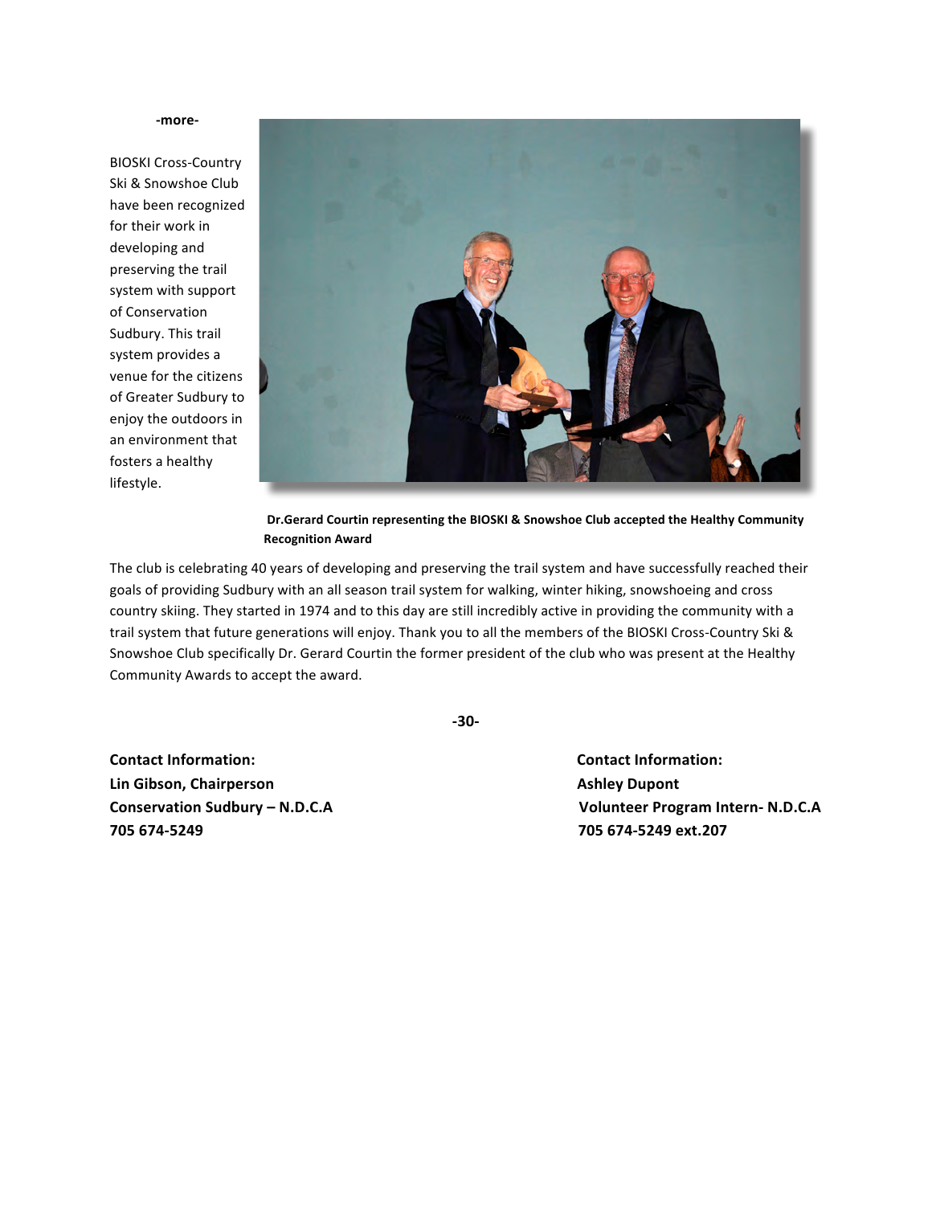**-more-**

BIOSKI Cross-Country Ski & Snowshoe Club have been recognized for their work in developing and preserving the trail system with support of Conservation Sudbury. This trail system provides a venue for the citizens of Greater Sudbury to enjoy the outdoors in an environment that fosters a healthy lifestyle.

**Dr.Gerard Courtin representing the BIOSKI & Snowshoe Club accepted the Healthy Community Recognition Award**

The club is celebrating 40 years of developing and preserving the trail system and have successfully reached their goals of providing Sudbury with an all season trail system for walking, winter hiking, snowshoeing and cross country skiing. They started in 1974 and to this day are still incredibly active in providing the community with a trail system that future generations will enjoy. Thank you to all the members of the BIOSKI Cross-Country Ski & Snowshoe Club specifically Dr. Gerard Courtin the former president of the club who was present at the Healthy Community Awards to accept the award.

**-30-**

**Contact Information:**
**Lin Gibson, Chairperson**
**Conservation Sudbury – N.D.C.A**
**705 674-5249**

**Contact Information:**
**Ashley Dupont**
**Volunteer Program Intern- N.D.C.A**
**705 674-5249 ext.207**